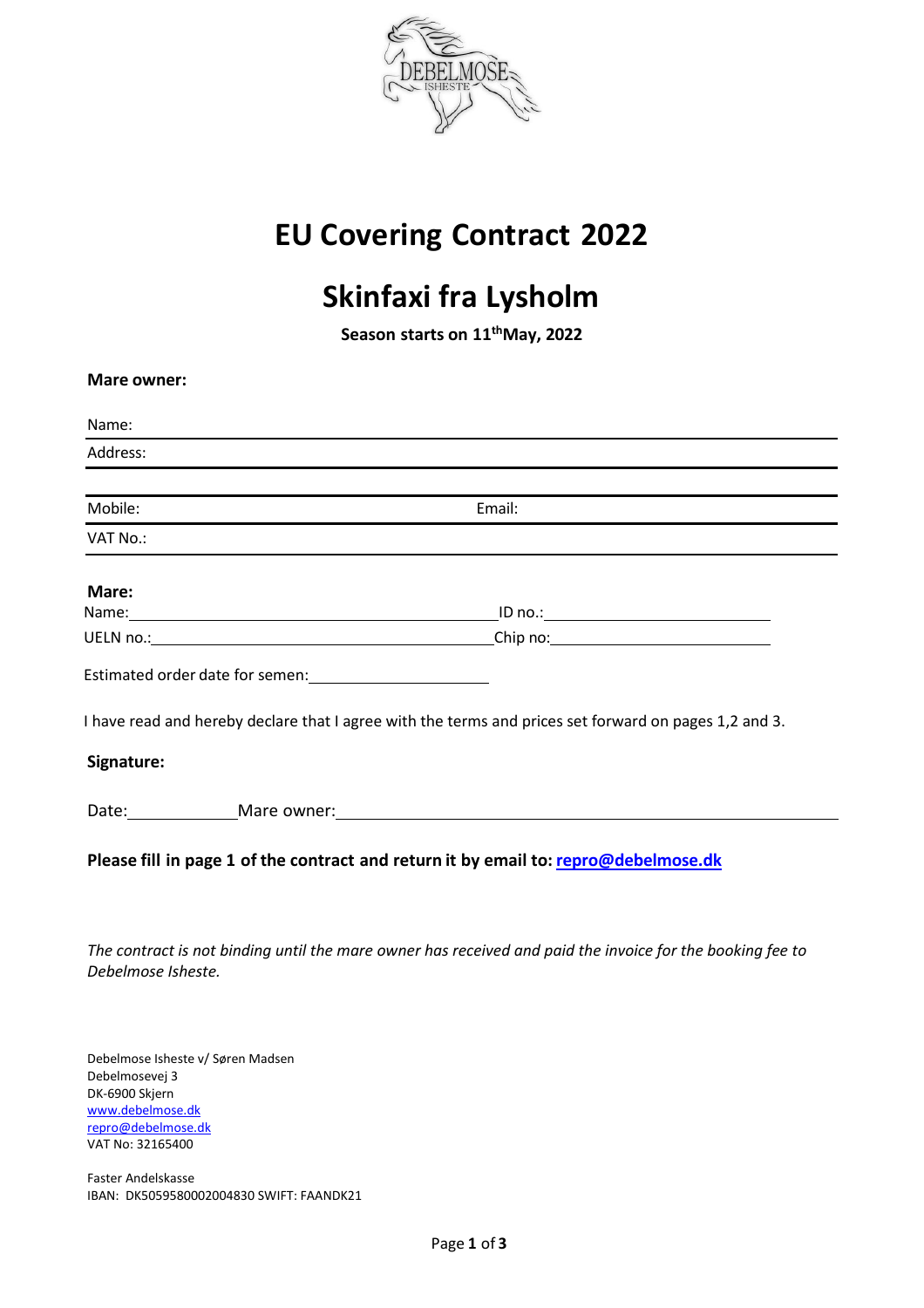# EU Covering Contract 2022

# Skinfaxi fra Lysholm

**Season starts on 11th May, 2022**

**Mare owner:**

Name:

Address:

Mobile: Email:

VAT No.:

**Mare:**

Name: ID no.:

UELN no.: Chip no:

Estimated order date for semen:

I have read and hereby declare that I agree with the terms and prices set forward on pages 1,2 and 3.

**Signature:**

Date: Mare owner:

**Please fill in page 1 of the contract and return it by email to: repro@debelmose.dk**

*The contract is not binding until the mare owner has received and paid the invoice for the booking fee to Debelmose Isheste.*

Debelmose Isheste v/ Søren Madsen
Debelmosevej 3
DK-6900 Skjern
www.debelmose.dk
repro@debelmose.dk
VAT No: 32165400

Faster Andelskasse
IBAN: DK5059580002004830 SWIFT: FAANDK21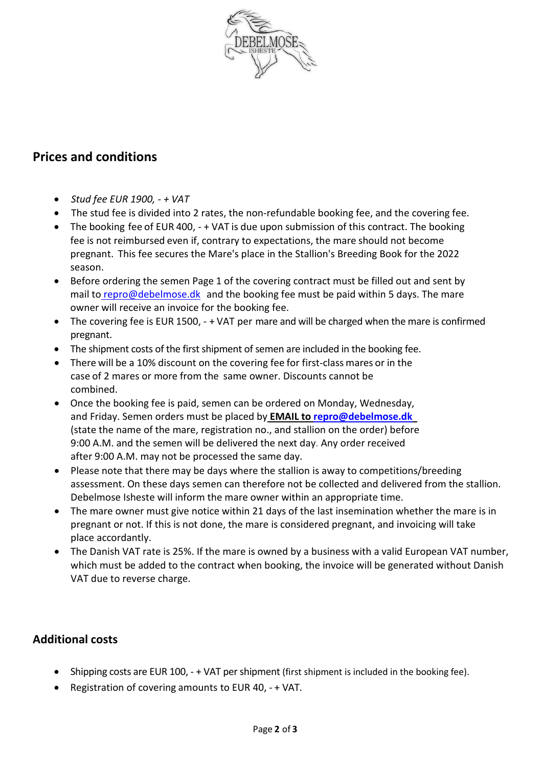## Prices and conditions

- *Stud fee EUR 1900, - + VAT*
- The stud fee is divided into 2 rates, the non-refundable booking fee, and the covering fee.
- The booking fee of EUR 400, - + VAT is due upon submission of this contract. The booking fee is not reimbursed even if, contrary to expectations, the mare should not become pregnant. This fee secures the Mare's place in the Stallion's Breeding Book for the 2022 season.
- Before ordering the semen Page 1 of the covering contract must be filled out and sent by mail to repro@debelmose.dk and the booking fee must be paid within 5 days. The mare owner will receive an invoice for the booking fee.
- The covering fee is EUR 1500, - + VAT per mare and will be charged when the mare is confirmed pregnant.
- The shipment costs of the first shipment of semen are included in the booking fee.
- There will be a 10% discount on the covering fee for first-class mares or in the case of 2 mares or more from the same owner. Discounts cannot be combined.
- Once the booking fee is paid, semen can be ordered on Monday, Wednesday, and Friday. Semen orders must be placed by **EMAIL to repro@debelmose.dk** (state the name of the mare, registration no., and stallion on the order) before 9:00 A.M. and the semen will be delivered the next day. Any order received after 9:00 A.M. may not be processed the same day.
- Please note that there may be days where the stallion is away to competitions/breeding assessment. On these days semen can therefore not be collected and delivered from the stallion. Debelmose Isheste will inform the mare owner within an appropriate time.
- The mare owner must give notice within 21 days of the last insemination whether the mare is in pregnant or not. If this is not done, the mare is considered pregnant, and invoicing will take place accordantly.
- The Danish VAT rate is 25%. If the mare is owned by a business with a valid European VAT number, which must be added to the contract when booking, the invoice will be generated without Danish VAT due to reverse charge.

## Additional costs

- Shipping costs are EUR 100, - + VAT per shipment (first shipment is included in the booking fee).
- Registration of covering amounts to EUR 40, - + VAT.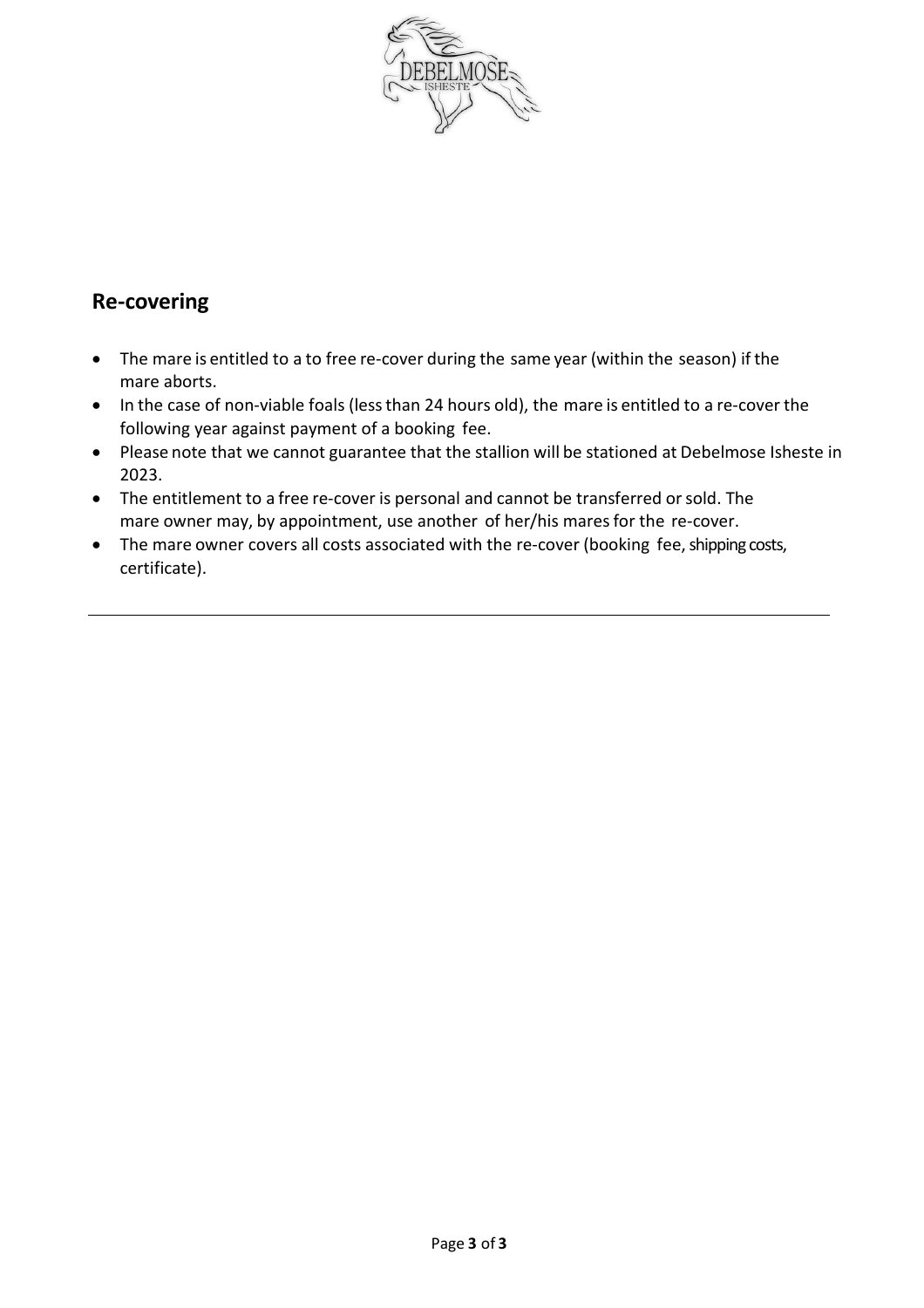## Re-covering

- The mare is entitled to a to free re-cover during the same year (within the season) if the mare aborts.
- In the case of non-viable foals (less than 24 hours old), the mare is entitled to a re-cover the following year against payment of a booking fee.
- Please note that we cannot guarantee that the stallion will be stationed at Debelmose Isheste in 2023.
- The entitlement to a free re-cover is personal and cannot be transferred or sold. The mare owner may, by appointment, use another of her/his mares for the re-cover.
- The mare owner covers all costs associated with the re-cover (booking fee, shipping costs, certificate).

---